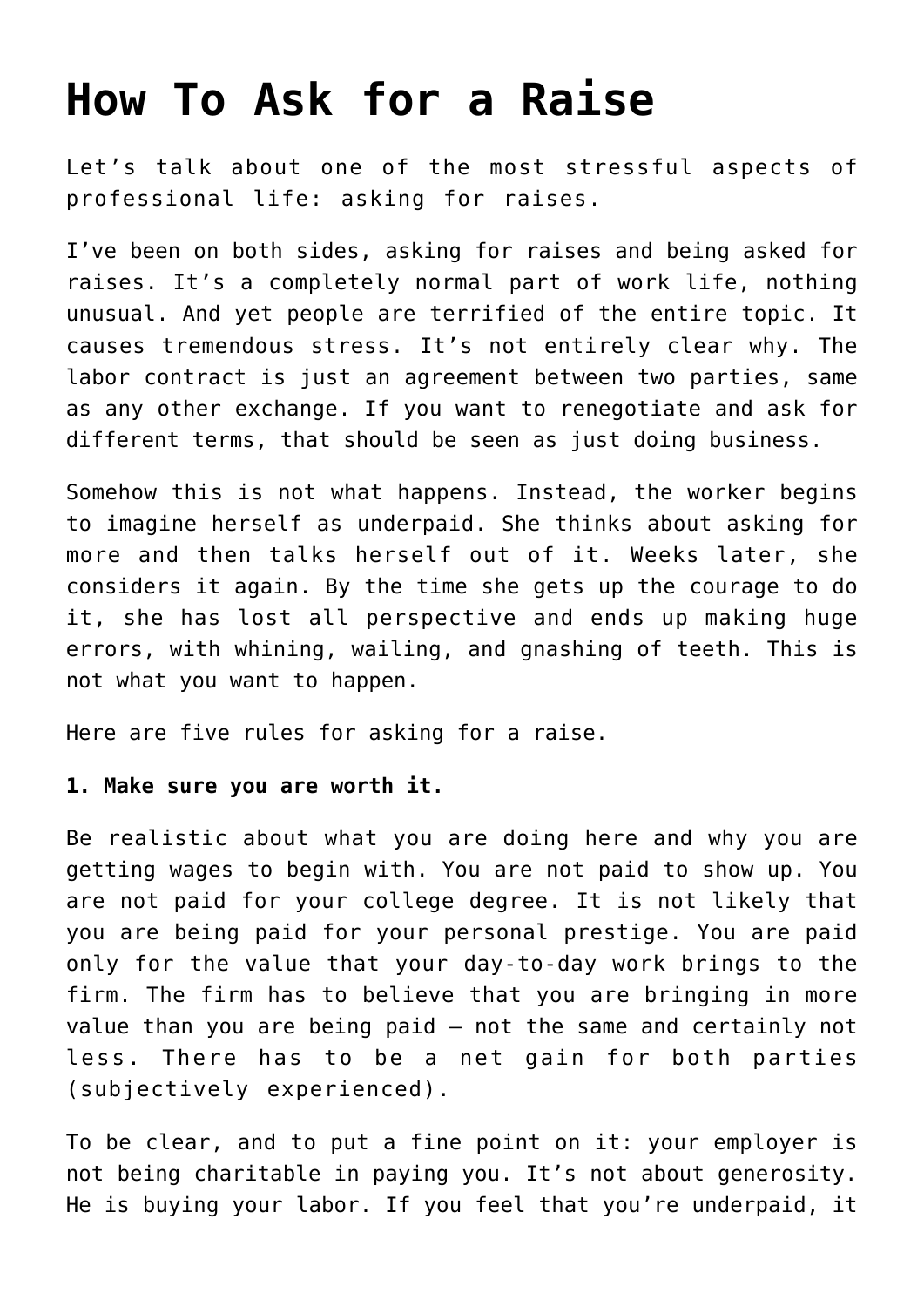# How To Ask for a Raise

Let's talk about one of the most stressful aspects of professional life: asking for raises.

I've been on both sides, asking for raises and being asked for raises. It's a completely normal part of work life, nothing unusual. And yet people are terrified of the entire topic. It causes tremendous stress. It's not entirely clear why. The labor contract is just an agreement between two parties, same as any other exchange. If you want to renegotiate and ask for different terms, that should be seen as just doing business.

Somehow this is not what happens. Instead, the worker begins to imagine herself as underpaid. She thinks about asking for more and then talks herself out of it. Weeks later, she considers it again. By the time she gets up the courage to do it, she has lost all perspective and ends up making huge errors, with whining, wailing, and gnashing of teeth. This is not what you want to happen.

Here are five rules for asking for a raise.

**1. Make sure you are worth it.**

Be realistic about what you are doing here and why you are getting wages to begin with. You are not paid to show up. You are not paid for your college degree. It is not likely that you are being paid for your personal prestige. You are paid only for the value that your day-to-day work brings to the firm. The firm has to believe that you are bringing in more value than you are being paid – not the same and certainly not less. There has to be a net gain for both parties (subjectively experienced).

To be clear, and to put a fine point on it: your employer is not being charitable in paying you. It's not about generosity. He is buying your labor. If you feel that you're underpaid, it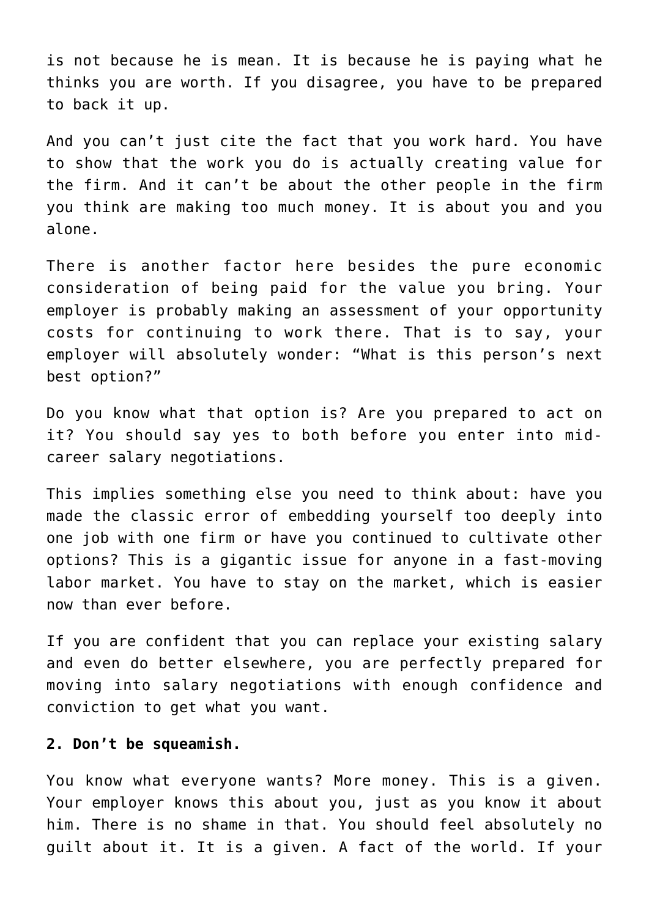is not because he is mean. It is because he is paying what he thinks you are worth. If you disagree, you have to be prepared to back it up.

And you can't just cite the fact that you work hard. You have to show that the work you do is actually creating value for the firm. And it can't be about the other people in the firm you think are making too much money. It is about you and you alone.

There is another factor here besides the pure economic consideration of being paid for the value you bring. Your employer is probably making an assessment of your opportunity costs for continuing to work there. That is to say, your employer will absolutely wonder: "What is this person's next best option?"

Do you know what that option is? Are you prepared to act on it? You should say yes to both before you enter into mid-career salary negotiations.

This implies something else you need to think about: have you made the classic error of embedding yourself too deeply into one job with one firm or have you continued to cultivate other options? This is a gigantic issue for anyone in a fast-moving labor market. You have to stay on the market, which is easier now than ever before.

If you are confident that you can replace your existing salary and even do better elsewhere, you are perfectly prepared for moving into salary negotiations with enough confidence and conviction to get what you want.

**2. Don't be squeamish.**

You know what everyone wants? More money. This is a given. Your employer knows this about you, just as you know it about him. There is no shame in that. You should feel absolutely no guilt about it. It is a given. A fact of the world. If your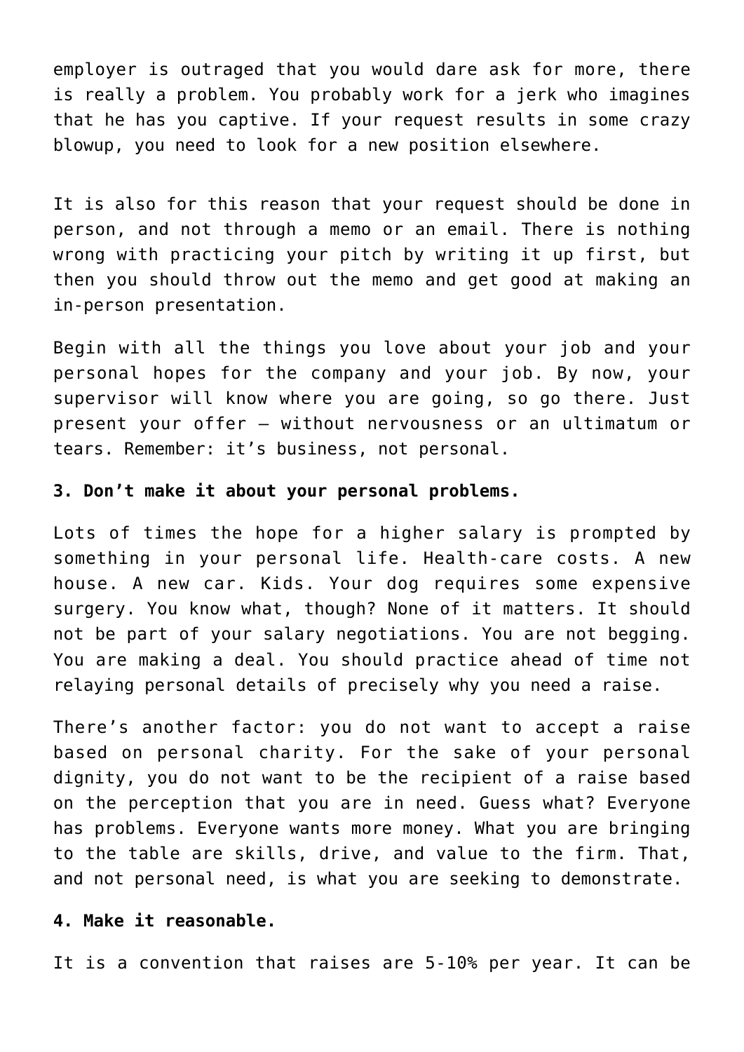employer is outraged that you would dare ask for more, there is really a problem. You probably work for a jerk who imagines that he has you captive. If your request results in some crazy blowup, you need to look for a new position elsewhere.

It is also for this reason that your request should be done in person, and not through a memo or an email. There is nothing wrong with practicing your pitch by writing it up first, but then you should throw out the memo and get good at making an in-person presentation.

Begin with all the things you love about your job and your personal hopes for the company and your job. By now, your supervisor will know where you are going, so go there. Just present your offer – without nervousness or an ultimatum or tears. Remember: it's business, not personal.

**3. Don't make it about your personal problems.**

Lots of times the hope for a higher salary is prompted by something in your personal life. Health-care costs. A new house. A new car. Kids. Your dog requires some expensive surgery. You know what, though? None of it matters. It should not be part of your salary negotiations. You are not begging. You are making a deal. You should practice ahead of time not relaying personal details of precisely why you need a raise.

There's another factor: you do not want to accept a raise based on personal charity. For the sake of your personal dignity, you do not want to be the recipient of a raise based on the perception that you are in need. Guess what? Everyone has problems. Everyone wants more money. What you are bringing to the table are skills, drive, and value to the firm. That, and not personal need, is what you are seeking to demonstrate.

**4. Make it reasonable.**

It is a convention that raises are 5-10% per year. It can be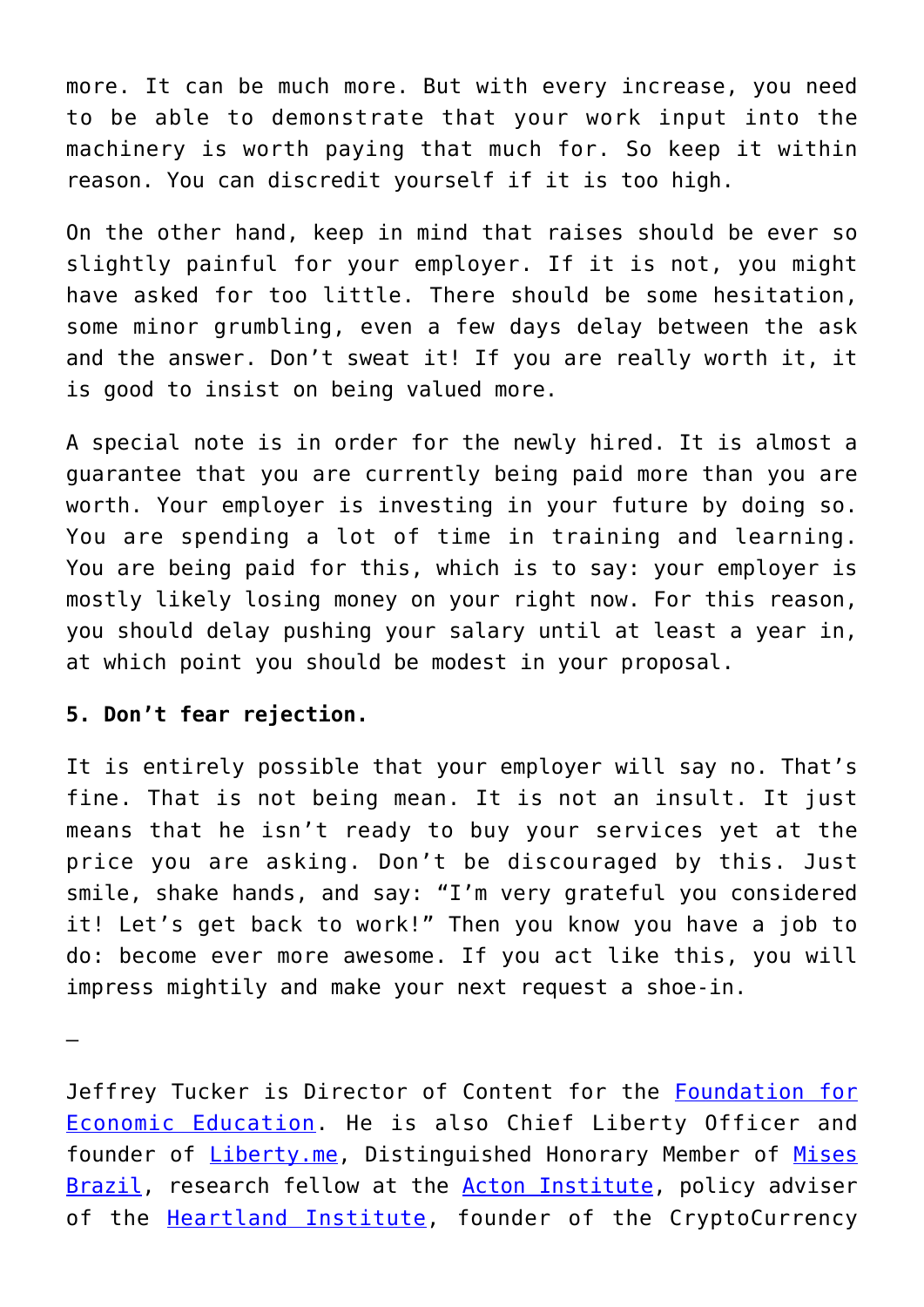more. It can be much more. But with every increase, you need to be able to demonstrate that your work input into the machinery is worth paying that much for. So keep it within reason. You can discredit yourself if it is too high.

On the other hand, keep in mind that raises should be ever so slightly painful for your employer. If it is not, you might have asked for too little. There should be some hesitation, some minor grumbling, even a few days delay between the ask and the answer. Don't sweat it! If you are really worth it, it is good to insist on being valued more.

A special note is in order for the newly hired. It is almost a guarantee that you are currently being paid more than you are worth. Your employer is investing in your future by doing so. You are spending a lot of time in training and learning. You are being paid for this, which is to say: your employer is mostly likely losing money on your right now. For this reason, you should delay pushing your salary until at least a year in, at which point you should be modest in your proposal.

**5. Don't fear rejection.**

It is entirely possible that your employer will say no. That's fine. That is not being mean. It is not an insult. It just means that he isn't ready to buy your services yet at the price you are asking. Don't be discouraged by this. Just smile, shake hands, and say: "I'm very grateful you considered it! Let's get back to work!" Then you know you have a job to do: become ever more awesome. If you act like this, you will impress mightily and make your next request a shoe-in.

—

Jeffrey Tucker is Director of Content for the [Foundation for Economic Education](). He is also Chief Liberty Officer and founder of [Liberty.me](), Distinguished Honorary Member of [Mises Brazil](), research fellow at the [Acton Institute](), policy adviser of the [Heartland Institute](), founder of the CryptoCurrency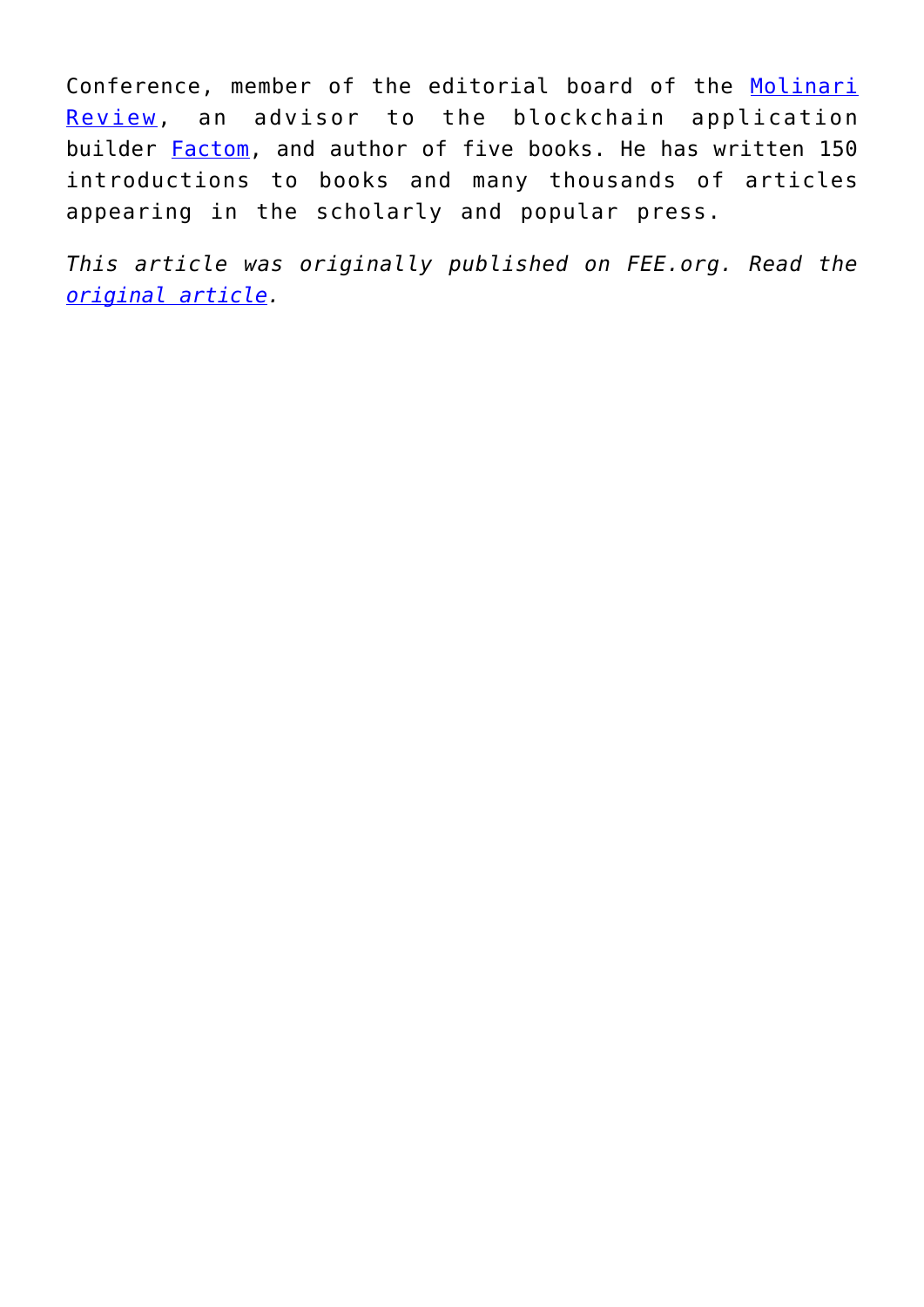Conference, member of the editorial board of the Molinari Review, an advisor to the blockchain application builder Factom, and author of five books. He has written 150 introductions to books and many thousands of articles appearing in the scholarly and popular press.

*This article was originally published on FEE.org. Read the original article.*